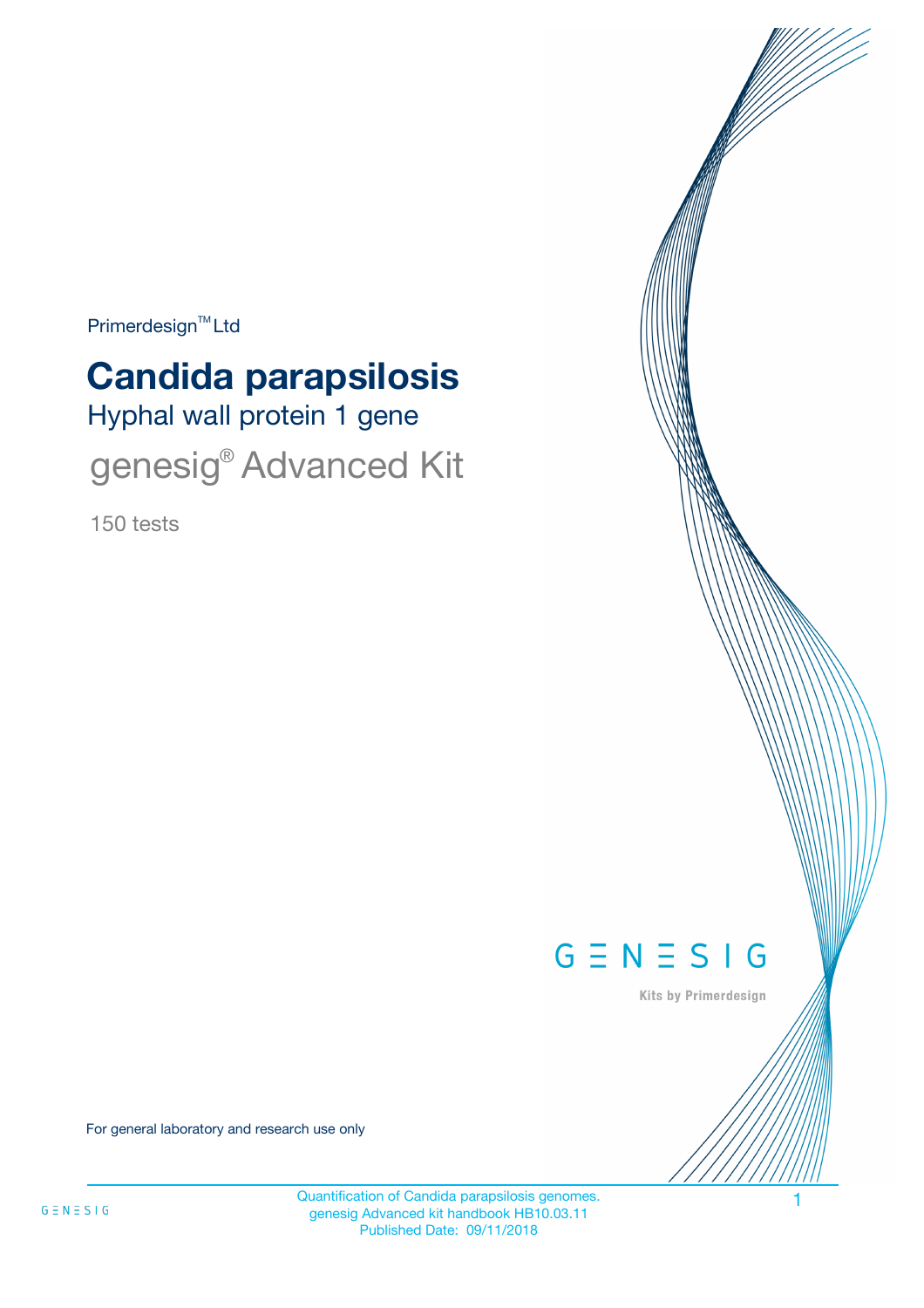Primerdesign™ Ltd

# Candida parapsilosis

## Hyphal wall protein 1 gene

## genesig® Advanced Kit

150 tests

GENESIG

Kits by Primerdesign

For general laboratory and research use only

Quantification of Candida parapsilosis genomes.
genesig Advanced kit handbook HB10.03.11
Published Date: 09/11/2018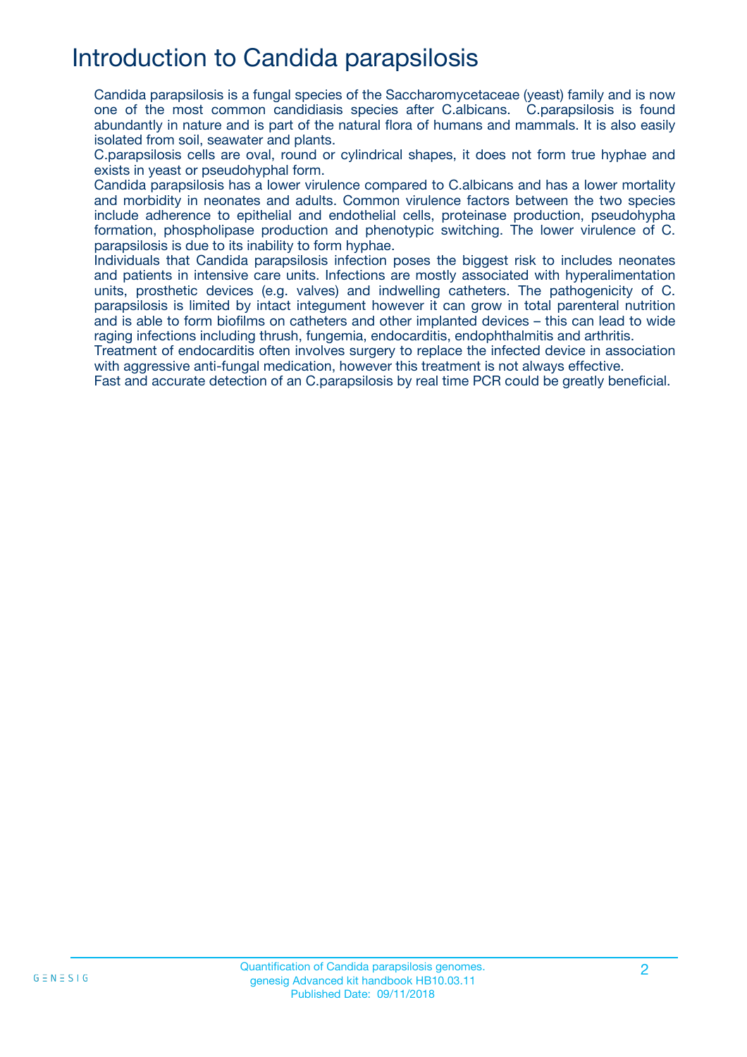# Introduction to Candida parapsilosis

Candida parapsilosis is a fungal species of the Saccharomycetaceae (yeast) family and is now one of the most common candidiasis species after C.albicans. C.parapsilosis is found abundantly in nature and is part of the natural flora of humans and mammals. It is also easily isolated from soil, seawater and plants.

C.parapsilosis cells are oval, round or cylindrical shapes, it does not form true hyphae and exists in yeast or pseudohyphal form.

Candida parapsilosis has a lower virulence compared to C.albicans and has a lower mortality and morbidity in neonates and adults. Common virulence factors between the two species include adherence to epithelial and endothelial cells, proteinase production, pseudohypha formation, phospholipase production and phenotypic switching. The lower virulence of C. parapsilosis is due to its inability to form hyphae.

Individuals that Candida parapsilosis infection poses the biggest risk to includes neonates and patients in intensive care units. Infections are mostly associated with hyperalimentation units, prosthetic devices (e.g. valves) and indwelling catheters. The pathogenicity of C. parapsilosis is limited by intact integument however it can grow in total parenteral nutrition and is able to form biofilms on catheters and other implanted devices – this can lead to wide raging infections including thrush, fungemia, endocarditis, endophthalmitis and arthritis.

Treatment of endocarditis often involves surgery to replace the infected device in association with aggressive anti-fungal medication, however this treatment is not always effective.

Fast and accurate detection of an C.parapsilosis by real time PCR could be greatly beneficial.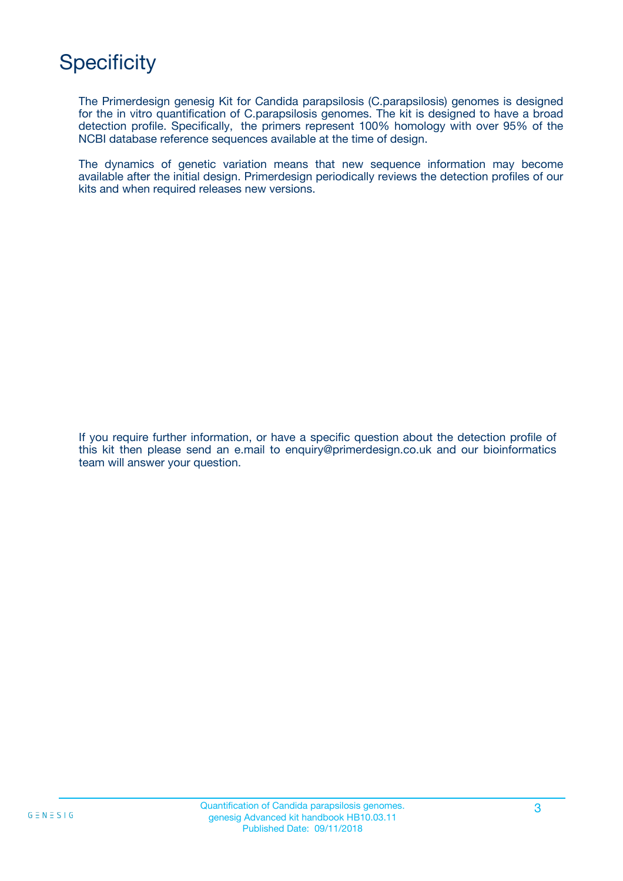# Specificity

The Primerdesign genesig Kit for Candida parapsilosis (C.parapsilosis) genomes is designed for the in vitro quantification of C.parapsilosis genomes. The kit is designed to have a broad detection profile. Specifically, the primers represent 100% homology with over 95% of the NCBI database reference sequences available at the time of design.

The dynamics of genetic variation means that new sequence information may become available after the initial design. Primerdesign periodically reviews the detection profiles of our kits and when required releases new versions.

If you require further information, or have a specific question about the detection profile of this kit then please send an e.mail to enquiry@primerdesign.co.uk and our bioinformatics team will answer your question.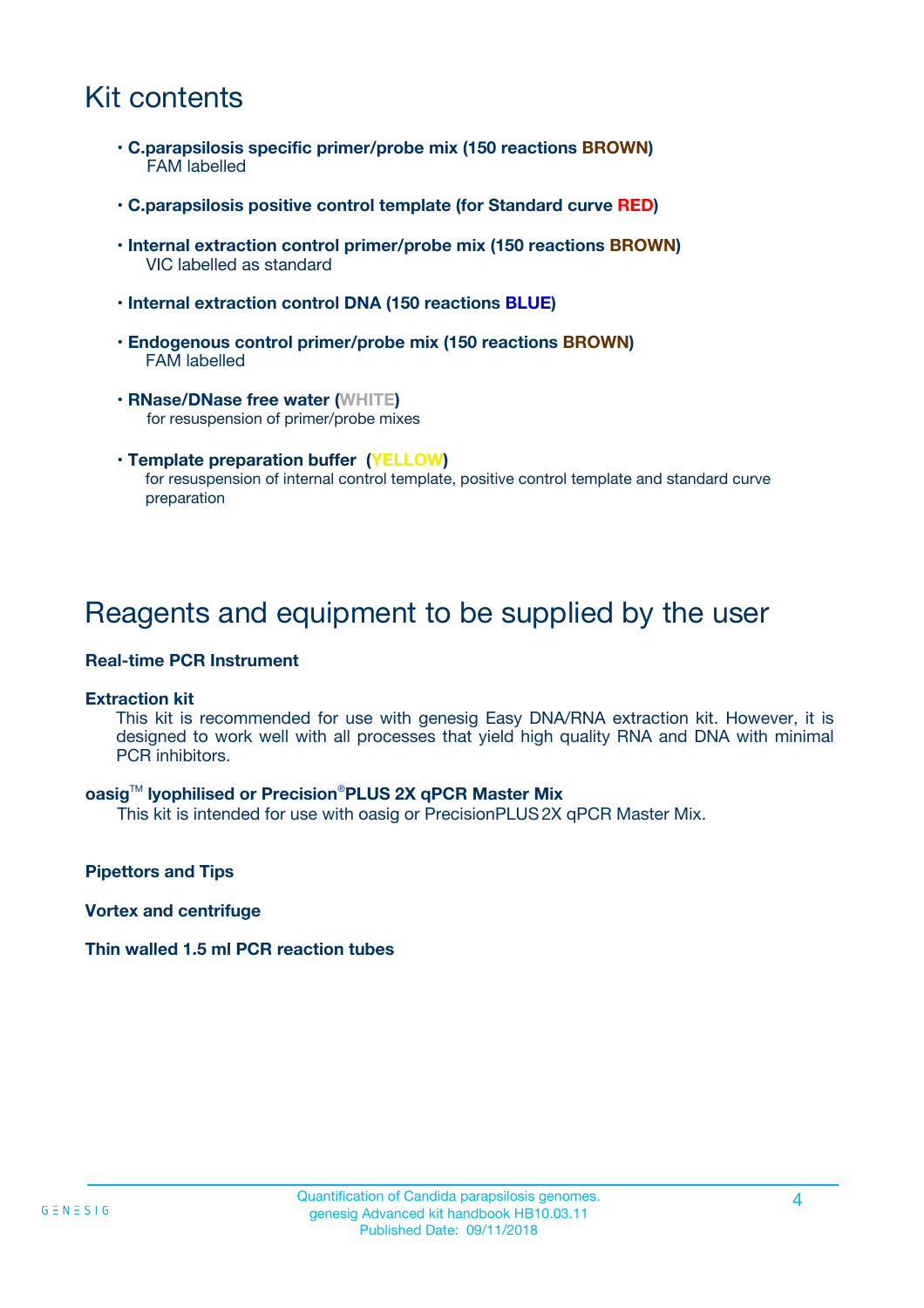# Kit contents

- **C.parapsilosis specific primer/probe mix (150 reactions BROWN)**
  FAM labelled
- **C.parapsilosis positive control template (for Standard curve RED)**
- **Internal extraction control primer/probe mix (150 reactions BROWN)**
  VIC labelled as standard
- **Internal extraction control DNA (150 reactions BLUE)**
- **Endogenous control primer/probe mix (150 reactions BROWN)**
  FAM labelled
- **RNase/DNase free water (WHITE)**
  for resuspension of primer/probe mixes
- **Template preparation buffer (YELLOW)**
  for resuspension of internal control template, positive control template and standard curve preparation

# Reagents and equipment to be supplied by the user

**Real-time PCR Instrument**

**Extraction kit**

This kit is recommended for use with genesig Easy DNA/RNA extraction kit. However, it is designed to work well with all processes that yield high quality RNA and DNA with minimal PCR inhibitors.

**oasig™ lyophilised or Precision®PLUS 2X qPCR Master Mix**

This kit is intended for use with oasig or PrecisionPLUS 2X qPCR Master Mix.

**Pipettors and Tips**

**Vortex and centrifuge**

**Thin walled 1.5 ml PCR reaction tubes**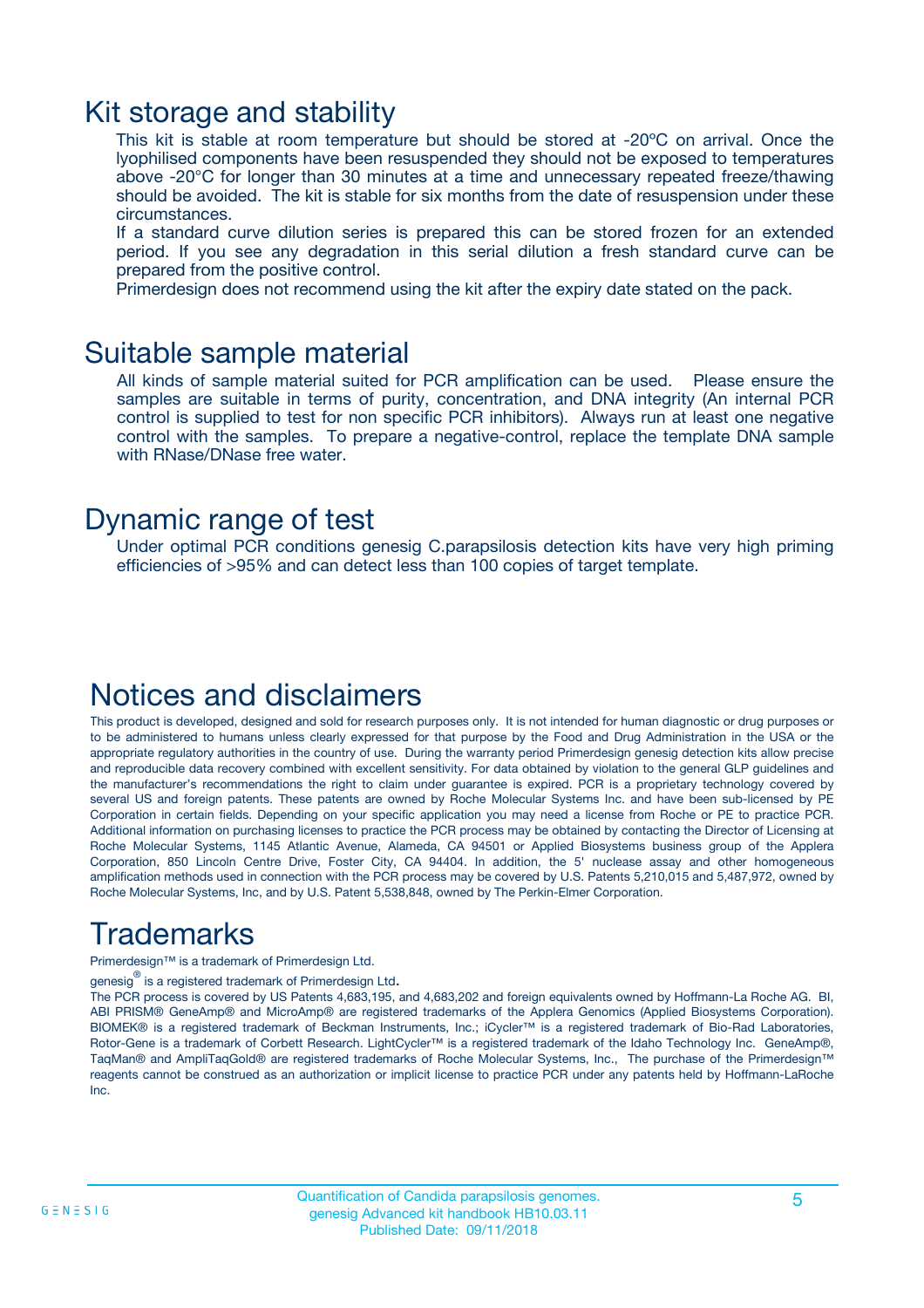## Kit storage and stability

This kit is stable at room temperature but should be stored at -20ºC on arrival. Once the lyophilised components have been resuspended they should not be exposed to temperatures above -20°C for longer than 30 minutes at a time and unnecessary repeated freeze/thawing should be avoided. The kit is stable for six months from the date of resuspension under these circumstances.

If a standard curve dilution series is prepared this can be stored frozen for an extended period. If you see any degradation in this serial dilution a fresh standard curve can be prepared from the positive control.

Primerdesign does not recommend using the kit after the expiry date stated on the pack.

## Suitable sample material

All kinds of sample material suited for PCR amplification can be used. Please ensure the samples are suitable in terms of purity, concentration, and DNA integrity (An internal PCR control is supplied to test for non specific PCR inhibitors). Always run at least one negative control with the samples. To prepare a negative-control, replace the template DNA sample with RNase/DNase free water.

## Dynamic range of test

Under optimal PCR conditions genesig C.parapsilosis detection kits have very high priming efficiencies of >95% and can detect less than 100 copies of target template.

## Notices and disclaimers

This product is developed, designed and sold for research purposes only. It is not intended for human diagnostic or drug purposes or to be administered to humans unless clearly expressed for that purpose by the Food and Drug Administration in the USA or the appropriate regulatory authorities in the country of use. During the warranty period Primerdesign genesig detection kits allow precise and reproducible data recovery combined with excellent sensitivity. For data obtained by violation to the general GLP guidelines and the manufacturer's recommendations the right to claim under guarantee is expired. PCR is a proprietary technology covered by several US and foreign patents. These patents are owned by Roche Molecular Systems Inc. and have been sub-licensed by PE Corporation in certain fields. Depending on your specific application you may need a license from Roche or PE to practice PCR. Additional information on purchasing licenses to practice the PCR process may be obtained by contacting the Director of Licensing at Roche Molecular Systems, 1145 Atlantic Avenue, Alameda, CA 94501 or Applied Biosystems business group of the Applera Corporation, 850 Lincoln Centre Drive, Foster City, CA 94404. In addition, the 5' nuclease assay and other homogeneous amplification methods used in connection with the PCR process may be covered by U.S. Patents 5,210,015 and 5,487,972, owned by Roche Molecular Systems, Inc, and by U.S. Patent 5,538,848, owned by The Perkin-Elmer Corporation.

## Trademarks

Primerdesign™ is a trademark of Primerdesign Ltd.

genesig® is a registered trademark of Primerdesign Ltd.

The PCR process is covered by US Patents 4,683,195, and 4,683,202 and foreign equivalents owned by Hoffmann-La Roche AG. BI, ABI PRISM® GeneAmp® and MicroAmp® are registered trademarks of the Applera Genomics (Applied Biosystems Corporation). BIOMEK® is a registered trademark of Beckman Instruments, Inc.; iCycler™ is a registered trademark of Bio-Rad Laboratories, Rotor-Gene is a trademark of Corbett Research. LightCycler™ is a registered trademark of the Idaho Technology Inc. GeneAmp®, TaqMan® and AmpliTaqGold® are registered trademarks of Roche Molecular Systems, Inc., The purchase of the Primerdesign™ reagents cannot be construed as an authorization or implicit license to practice PCR under any patents held by Hoffmann-LaRoche Inc.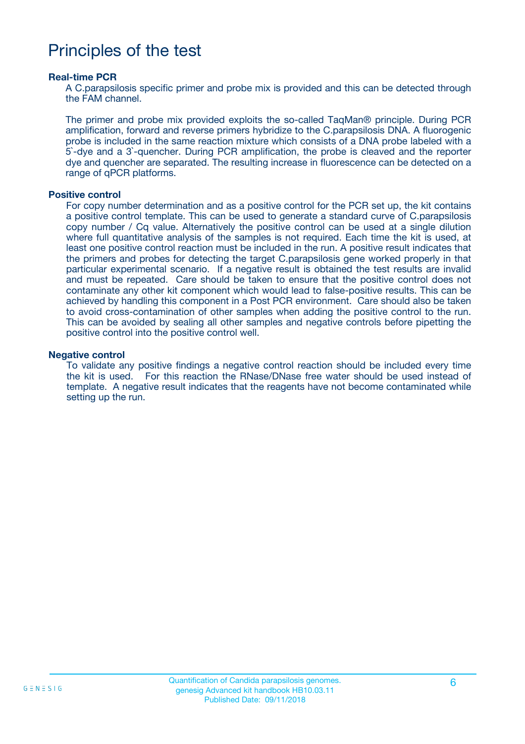# Principles of the test

### Real-time PCR

A C.parapsilosis specific primer and probe mix is provided and this can be detected through the FAM channel.

The primer and probe mix provided exploits the so-called TaqMan® principle. During PCR amplification, forward and reverse primers hybridize to the C.parapsilosis DNA. A fluorogenic probe is included in the same reaction mixture which consists of a DNA probe labeled with a 5`-dye and a 3`-quencher. During PCR amplification, the probe is cleaved and the reporter dye and quencher are separated. The resulting increase in fluorescence can be detected on a range of qPCR platforms.

### Positive control

For copy number determination and as a positive control for the PCR set up, the kit contains a positive control template. This can be used to generate a standard curve of C.parapsilosis copy number / Cq value. Alternatively the positive control can be used at a single dilution where full quantitative analysis of the samples is not required. Each time the kit is used, at least one positive control reaction must be included in the run. A positive result indicates that the primers and probes for detecting the target C.parapsilosis gene worked properly in that particular experimental scenario. If a negative result is obtained the test results are invalid and must be repeated. Care should be taken to ensure that the positive control does not contaminate any other kit component which would lead to false-positive results. This can be achieved by handling this component in a Post PCR environment. Care should also be taken to avoid cross-contamination of other samples when adding the positive control to the run. This can be avoided by sealing all other samples and negative controls before pipetting the positive control into the positive control well.

### Negative control

To validate any positive findings a negative control reaction should be included every time the kit is used. For this reaction the RNase/DNase free water should be used instead of template. A negative result indicates that the reagents have not become contaminated while setting up the run.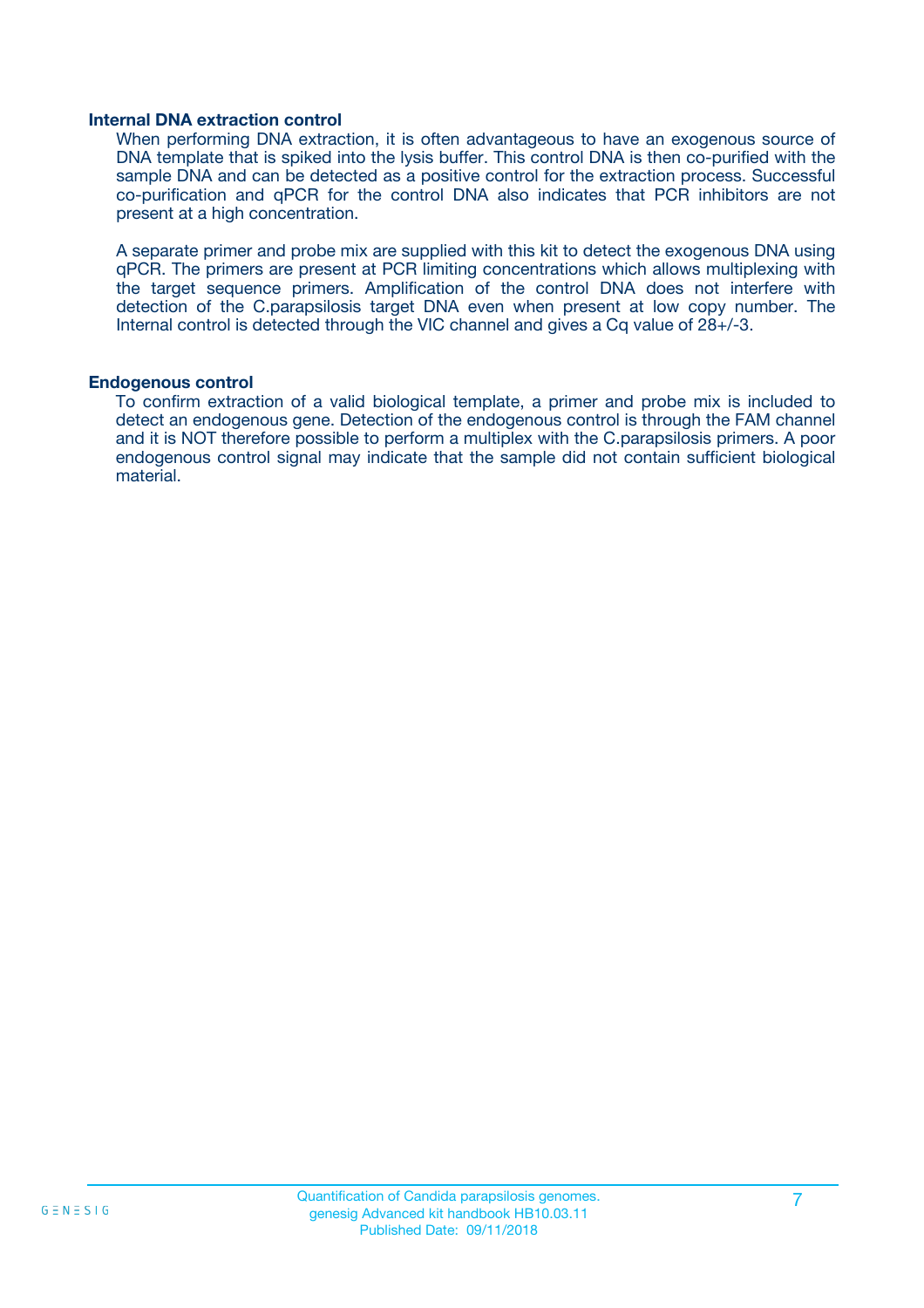### Internal DNA extraction control

When performing DNA extraction, it is often advantageous to have an exogenous source of DNA template that is spiked into the lysis buffer. This control DNA is then co-purified with the sample DNA and can be detected as a positive control for the extraction process. Successful co-purification and qPCR for the control DNA also indicates that PCR inhibitors are not present at a high concentration.

A separate primer and probe mix are supplied with this kit to detect the exogenous DNA using qPCR. The primers are present at PCR limiting concentrations which allows multiplexing with the target sequence primers. Amplification of the control DNA does not interfere with detection of the C.parapsilosis target DNA even when present at low copy number. The Internal control is detected through the VIC channel and gives a Cq value of 28+/-3.

### Endogenous control

To confirm extraction of a valid biological template, a primer and probe mix is included to detect an endogenous gene. Detection of the endogenous control is through the FAM channel and it is NOT therefore possible to perform a multiplex with the C.parapsilosis primers. A poor endogenous control signal may indicate that the sample did not contain sufficient biological material.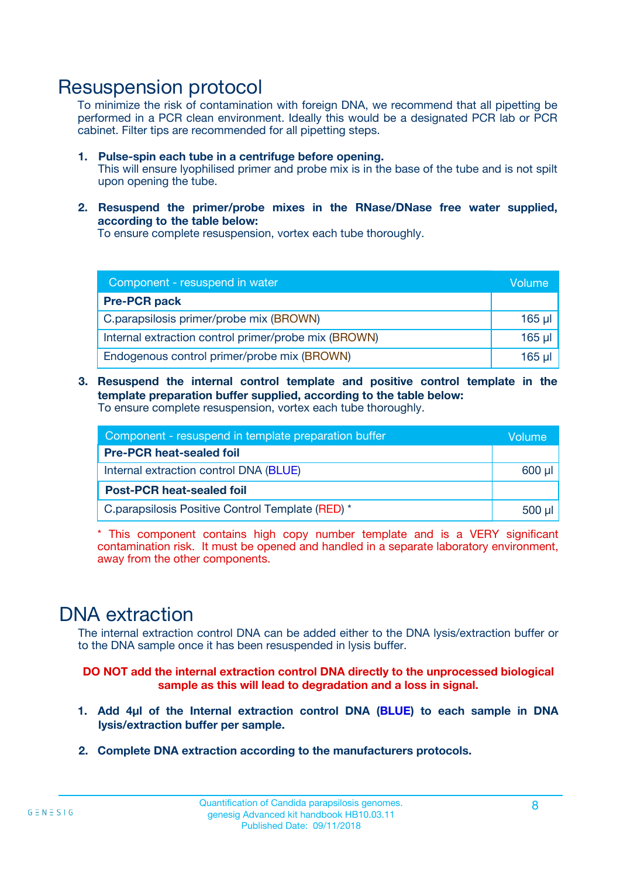# Resuspension protocol

To minimize the risk of contamination with foreign DNA, we recommend that all pipetting be performed in a PCR clean environment. Ideally this would be a designated PCR lab or PCR cabinet. Filter tips are recommended for all pipetting steps.

1. **Pulse-spin each tube in a centrifuge before opening.**
   This will ensure lyophilised primer and probe mix is in the base of the tube and is not spilt upon opening the tube.

2. **Resuspend the primer/probe mixes in the RNase/DNase free water supplied, according to the table below:**
   To ensure complete resuspension, vortex each tube thoroughly.

| Component - resuspend in water | Volume |
|---|---|
| **Pre-PCR pack** | |
| C.parapsilosis primer/probe mix (BROWN) | 165 µl |
| Internal extraction control primer/probe mix (BROWN) | 165 µl |
| Endogenous control primer/probe mix (BROWN) | 165 µl |

3. **Resuspend the internal control template and positive control template in the template preparation buffer supplied, according to the table below:**
   To ensure complete resuspension, vortex each tube thoroughly.

| Component - resuspend in template preparation buffer | Volume |
|---|---|
| **Pre-PCR heat-sealed foil** | |
| Internal extraction control DNA (BLUE) | 600 µl |
| **Post-PCR heat-sealed foil** | |
| C.parapsilosis Positive Control Template (RED) * | 500 µl |

* This component contains high copy number template and is a VERY significant contamination risk. It must be opened and handled in a separate laboratory environment, away from the other components.

# DNA extraction

The internal extraction control DNA can be added either to the DNA lysis/extraction buffer or to the DNA sample once it has been resuspended in lysis buffer.

**DO NOT add the internal extraction control DNA directly to the unprocessed biological sample as this will lead to degradation and a loss in signal.**

1. **Add 4µl of the Internal extraction control DNA (BLUE) to each sample in DNA lysis/extraction buffer per sample.**

2. **Complete DNA extraction according to the manufacturers protocols.**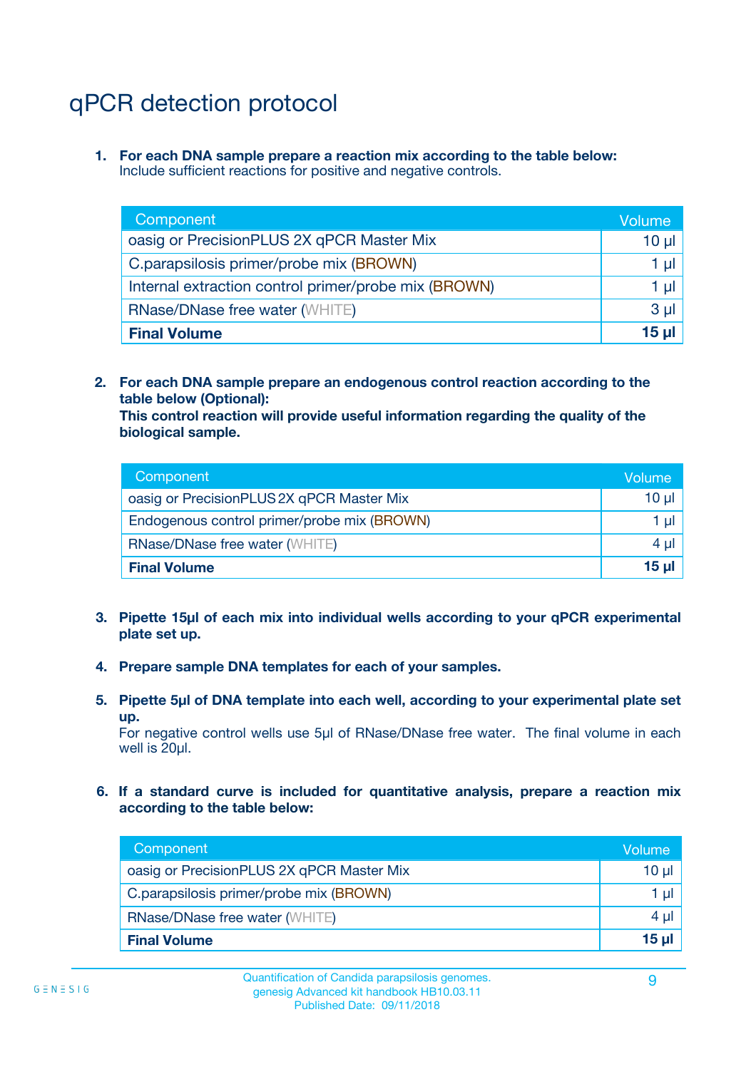# qPCR detection protocol

1. **For each DNA sample prepare a reaction mix according to the table below:**
   Include sufficient reactions for positive and negative controls.

| Component | Volume |
|---|---|
| oasig or PrecisionPLUS 2X qPCR Master Mix | 10 µl |
| C.parapsilosis primer/probe mix (BROWN) | 1 µl |
| Internal extraction control primer/probe mix (BROWN) | 1 µl |
| RNase/DNase free water (WHITE) | 3 µl |
| **Final Volume** | **15 µl** |

2. **For each DNA sample prepare an endogenous control reaction according to the table below (Optional):**
   **This control reaction will provide useful information regarding the quality of the biological sample.**

| Component | Volume |
|---|---|
| oasig or PrecisionPLUS 2X qPCR Master Mix | 10 µl |
| Endogenous control primer/probe mix (BROWN) | 1 µl |
| RNase/DNase free water (WHITE) | 4 µl |
| **Final Volume** | **15 µl** |

3. **Pipette 15µl of each mix into individual wells according to your qPCR experimental plate set up.**

4. **Prepare sample DNA templates for each of your samples.**

5. **Pipette 5µl of DNA template into each well, according to your experimental plate set up.**
   For negative control wells use 5µl of RNase/DNase free water. The final volume in each well is 20µl.

6. **If a standard curve is included for quantitative analysis, prepare a reaction mix according to the table below:**

| Component | Volume |
|---|---|
| oasig or PrecisionPLUS 2X qPCR Master Mix | 10 µl |
| C.parapsilosis primer/probe mix (BROWN) | 1 µl |
| RNase/DNase free water (WHITE) | 4 µl |
| **Final Volume** | **15 µl** |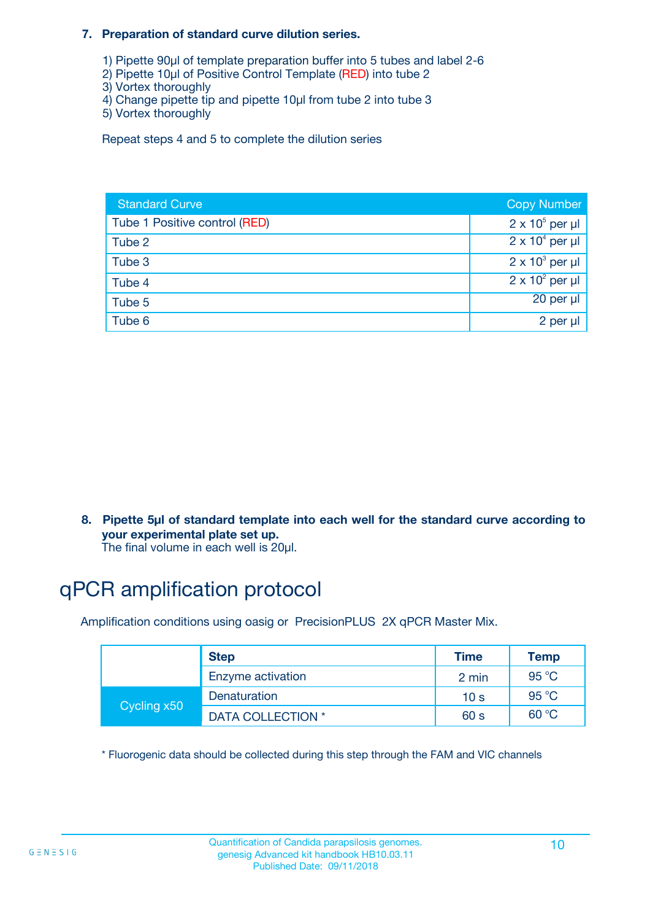7. **Preparation of standard curve dilution series.**

   1) Pipette 90µl of template preparation buffer into 5 tubes and label 2-6
   2) Pipette 10µl of Positive Control Template (RED) into tube 2
   3) Vortex thoroughly
   4) Change pipette tip and pipette 10µl from tube 2 into tube 3
   5) Vortex thoroughly

   Repeat steps 4 and 5 to complete the dilution series

| Standard Curve | Copy Number |
|---|---|
| Tube 1 Positive control (RED) | $2 \times 10^5$ per µl |
| Tube 2 | $2 \times 10^4$ per µl |
| Tube 3 | $2 \times 10^3$ per µl |
| Tube 4 | $2 \times 10^2$ per µl |
| Tube 5 | 20 per µl |
| Tube 6 | 2 per µl |

8. **Pipette 5µl of standard template into each well for the standard curve according to your experimental plate set up.**
   The final volume in each well is 20µl.

# qPCR amplification protocol

Amplification conditions using oasig or PrecisionPLUS 2X qPCR Master Mix.

| | Step | Time | Temp |
|---|---|---|---|
| | Enzyme activation | 2 min | 95 °C |
| Cycling x50 | Denaturation | 10 s | 95 °C |
| | DATA COLLECTION * | 60 s | 60 °C |

* Fluorogenic data should be collected during this step through the FAM and VIC channels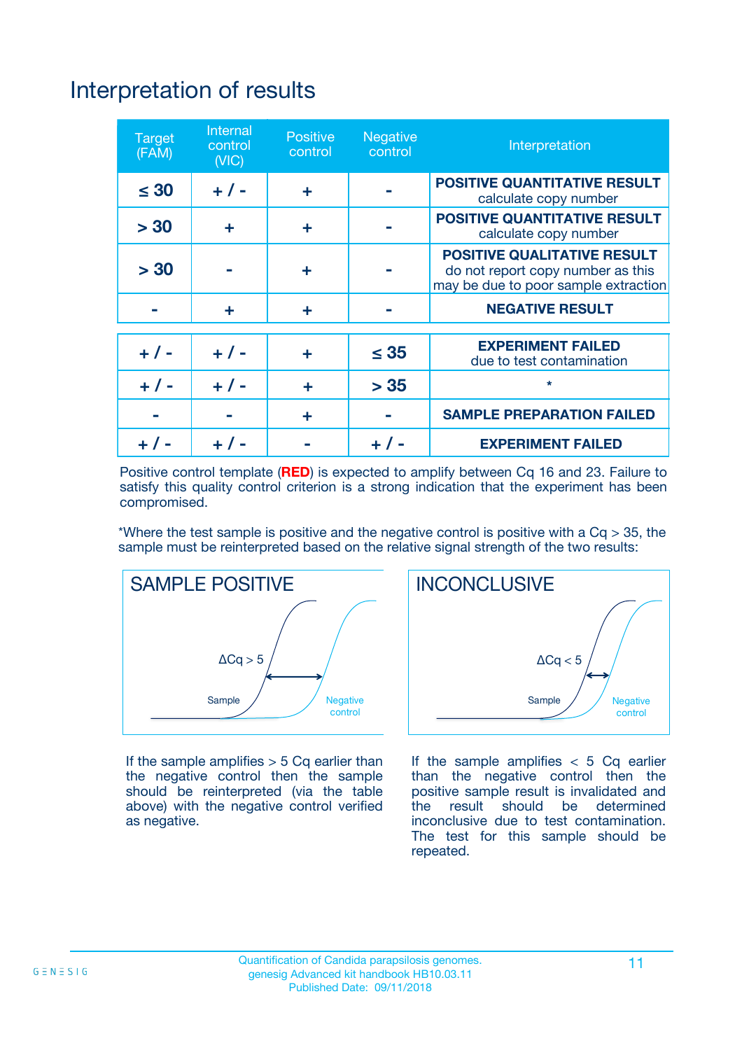# Interpretation of results

| Target (FAM) | Internal control (VIC) | Positive control | Negative control | Interpretation |
|---|---|---|---|---|
| ≤ 30 | + / - | + | - | **POSITIVE QUANTITATIVE RESULT** calculate copy number |
| > 30 | + | + | - | **POSITIVE QUANTITATIVE RESULT** calculate copy number |
| > 30 | - | + | - | **POSITIVE QUALITATIVE RESULT** do not report copy number as this may be due to poor sample extraction |
| - | + | + | - | **NEGATIVE RESULT** |
| + / - | + / - | + | ≤ 35 | **EXPERIMENT FAILED** due to test contamination |
| + / - | + / - | + | > 35 | * |
| - | - | + | - | **SAMPLE PREPARATION FAILED** |
| + / - | + / - | - | + / - | **EXPERIMENT FAILED** |

Positive control template (**RED**) is expected to amplify between Cq 16 and 23. Failure to satisfy this quality control criterion is a strong indication that the experiment has been compromised.

*Where the test sample is positive and the negative control is positive with a Cq > 35, the sample must be reinterpreted based on the relative signal strength of the two results:

**SAMPLE POSITIVE**

ΔCq > 5

Sample

Negative control

If the sample amplifies > 5 Cq earlier than the negative control then the sample should be reinterpreted (via the table above) with the negative control verified as negative.

**INCONCLUSIVE**

ΔCq < 5

Sample

Negative control

If the sample amplifies < 5 Cq earlier than the negative control then the positive sample result is invalidated and the result should be determined inconclusive due to test contamination. The test for this sample should be repeated.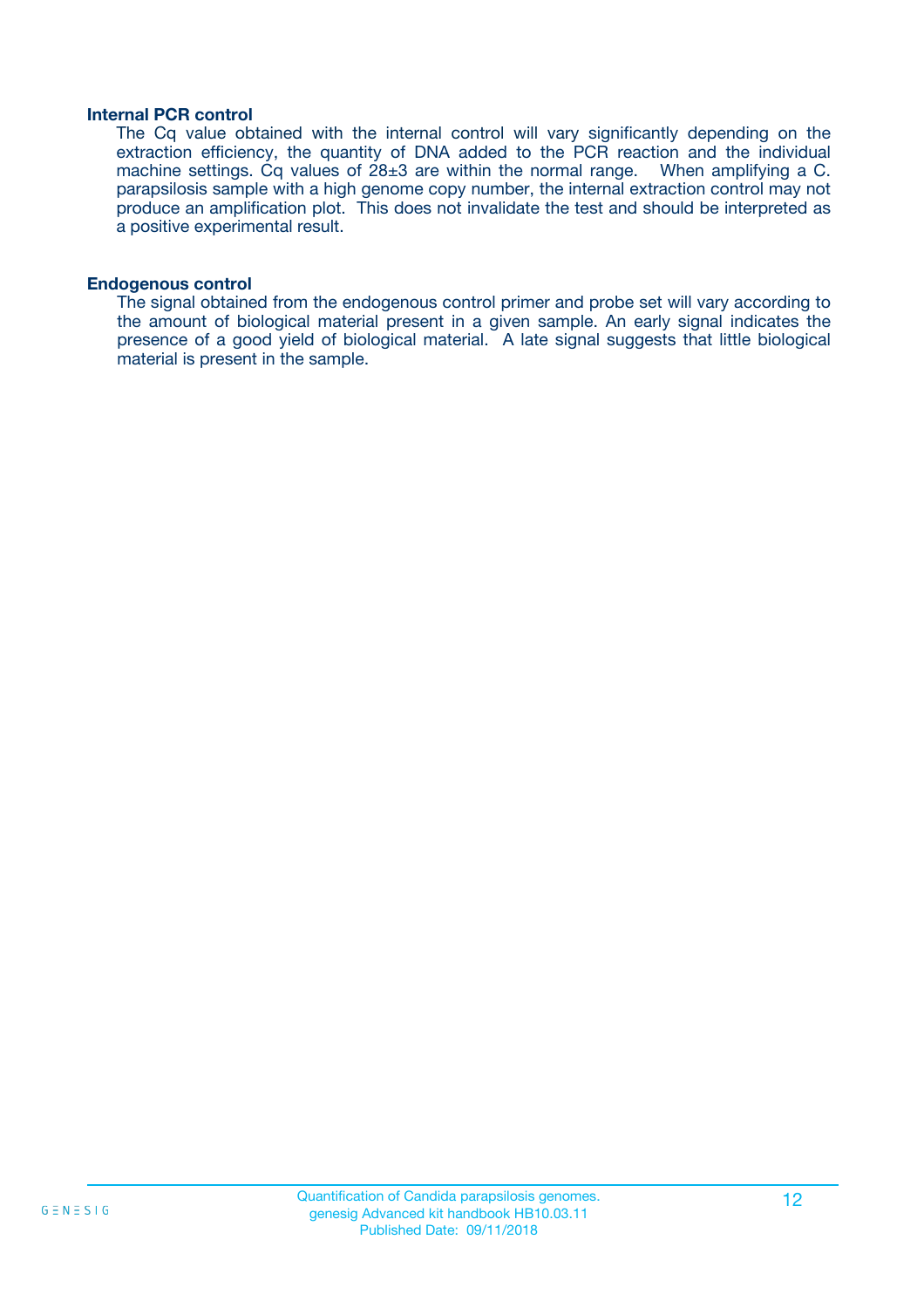### Internal PCR control

The Cq value obtained with the internal control will vary significantly depending on the extraction efficiency, the quantity of DNA added to the PCR reaction and the individual machine settings. Cq values of 28±3 are within the normal range. When amplifying a C. parapsilosis sample with a high genome copy number, the internal extraction control may not produce an amplification plot. This does not invalidate the test and should be interpreted as a positive experimental result.

### Endogenous control

The signal obtained from the endogenous control primer and probe set will vary according to the amount of biological material present in a given sample. An early signal indicates the presence of a good yield of biological material. A late signal suggests that little biological material is present in the sample.